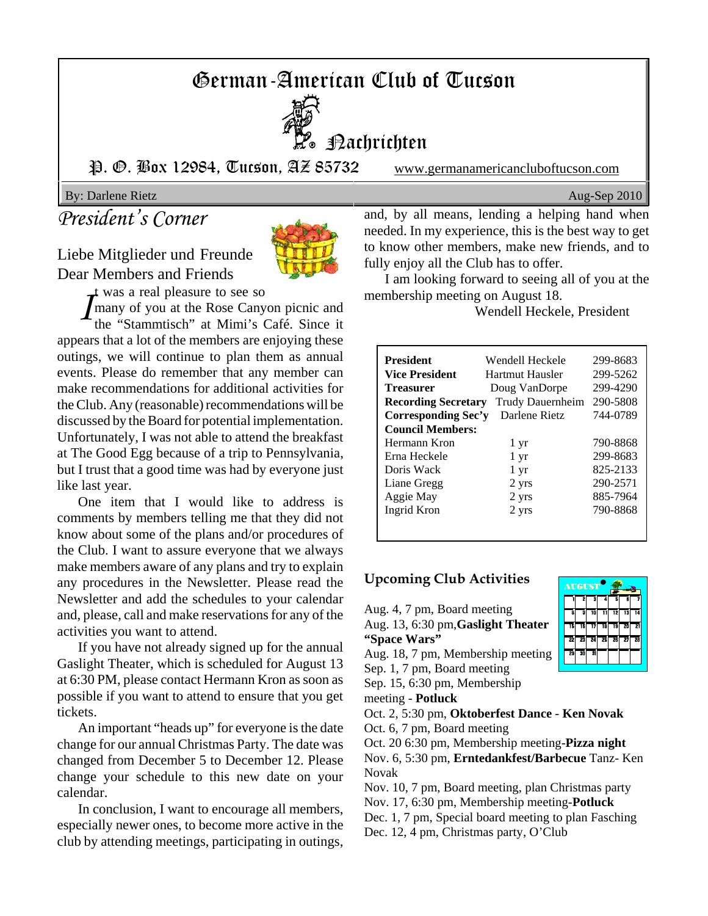# German-American Club of Tucson

## Nachrichten

P. O. Box 12984, Tucson, AZ 85732 www.germanamericancluboftucson.com

By: Darlene Rietz Aug-Sep 2010

## *President's Corner*

Liebe Mitglieder und Freunde
Dear Members and Friends

It was a real pleasure to see so many of you at the Rose Canyon picnic and the "Stammtisch" at Mimi's Café. Since it appears that a lot of the members are enjoying these outings, we will continue to plan them as annual events. Please do remember that any member can make recommendations for additional activities for the Club. Any (reasonable) recommendations will be discussed by the Board for potential implementation. Unfortunately, I was not able to attend the breakfast at The Good Egg because of a trip to Pennsylvania, but I trust that a good time was had by everyone just like last year.

One item that I would like to address is comments by members telling me that they did not know about some of the plans and/or procedures of the Club. I want to assure everyone that we always make members aware of any plans and try to explain any procedures in the Newsletter. Please read the Newsletter and add the schedules to your calendar and, please, call and make reservations for any of the activities you want to attend.

If you have not already signed up for the annual Gaslight Theater, which is scheduled for August 13 at 6:30 PM, please contact Hermann Kron as soon as possible if you want to attend to ensure that you get tickets.

An important "heads up" for everyone is the date change for our annual Christmas Party. The date was changed from December 5 to December 12. Please change your schedule to this new date on your calendar.

In conclusion, I want to encourage all members, especially newer ones, to become more active in the club by attending meetings, participating in outings, and, by all means, lending a helping hand when needed. In my experience, this is the best way to get to know other members, make new friends, and to fully enjoy all the Club has to offer.

I am looking forward to seeing all of you at the membership meeting on August 18.

Wendell Heckele, President

| | | |
|---|---|---|
| **President** | Wendell Heckele | 299-8683 |
| **Vice President** | Hartmut Hausler | 299-5262 |
| **Treasurer** | Doug VanDorpe | 299-4290 |
| **Recording Secretary** | Trudy Dauernheim | 290-5808 |
| **Corresponding Sec'y** | Darlene Rietz | 744-0789 |
| **Council Members:** | | |
| Hermann Kron | 1 yr | 790-8868 |
| Erna Heckele | 1 yr | 299-8683 |
| Doris Wack | 1 yr | 825-2133 |
| Liane Gregg | 2 yrs | 290-2571 |
| Aggie May | 2 yrs | 885-7964 |
| Ingrid Kron | 2 yrs | 790-8868 |

### Upcoming Club Activities

Aug. 4, 7 pm, Board meeting
Aug. 13, 6:30 pm, **Gaslight Theater "Space Wars"**
Aug. 18, 7 pm, Membership meeting
Sep. 1, 7 pm, Board meeting
Sep. 15, 6:30 pm, Membership meeting - **Potluck**
Oct. 2, 5:30 pm, **Oktoberfest Dance** - **Ken Novak**
Oct. 6, 7 pm, Board meeting
Oct. 20 6:30 pm, Membership meeting-**Pizza night**
Nov. 6, 5:30 pm, **Erntedankfest/Barbecue** Tanz- Ken Novak
Nov. 10, 7 pm, Board meeting, plan Christmas party
Nov. 17, 6:30 pm, Membership meeting-**Potluck**
Dec. 1, 7 pm, Special board meeting to plan Fasching
Dec. 12, 4 pm, Christmas party, O'Club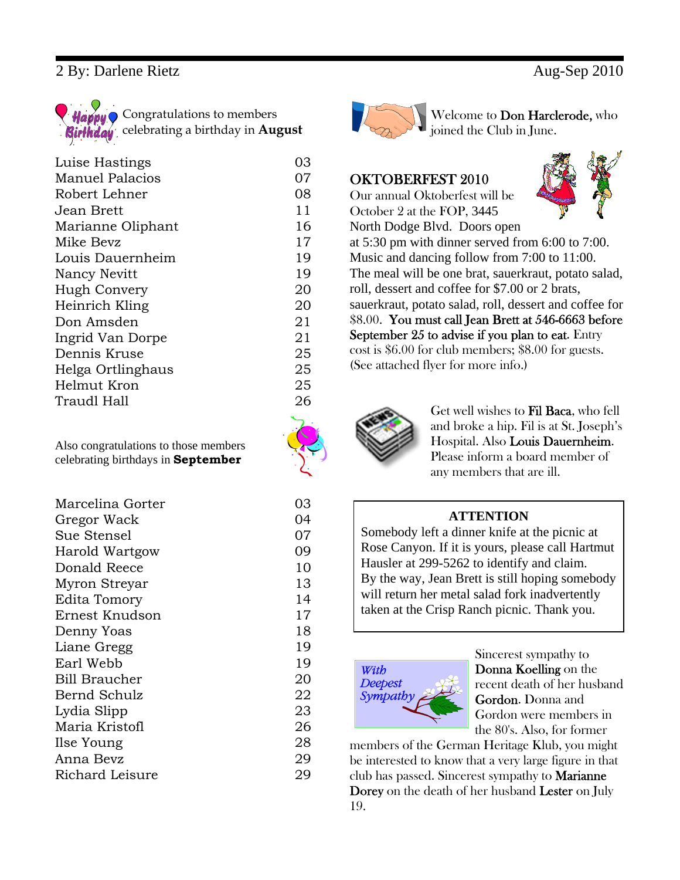Congratulations to members celebrating a birthday in **August**

| | |
|---|---|
| Luise Hastings | 03 |
| Manuel Palacios | 07 |
| Robert Lehner | 08 |
| Jean Brett | 11 |
| Marianne Oliphant | 16 |
| Mike Bevz | 17 |
| Louis Dauernheim | 19 |
| Nancy Nevitt | 19 |
| Hugh Convery | 20 |
| Heinrich Kling | 20 |
| Don Amsden | 21 |
| Ingrid Van Dorpe | 21 |
| Dennis Kruse | 25 |
| Helga Ortlinghaus | 25 |
| Helmut Kron | 25 |
| Traudl Hall | 26 |

Also congratulations to those members celebrating birthdays in **September**

| | |
|---|---|
| Marcelina Gorter | 03 |
| Gregor Wack | 04 |
| Sue Stensel | 07 |
| Harold Wartgow | 09 |
| Donald Reece | 10 |
| Myron Streyar | 13 |
| Edita Tomory | 14 |
| Ernest Knudson | 17 |
| Denny Yoas | 18 |
| Liane Gregg | 19 |
| Earl Webb | 19 |
| Bill Braucher | 20 |
| Bernd Schulz | 22 |
| Lydia Slipp | 23 |
| Maria Kristofl | 26 |
| Ilse Young | 28 |
| Anna Bevz | 29 |
| Richard Leisure | 29 |

Welcome to **Don Harclerode,** who joined the Club in June.

## OKTOBERFEST 2010

Our annual Oktoberfest will be October 2 at the FOP, 3445 North Dodge Blvd. Doors open at 5:30 pm with dinner served from 6:00 to 7:00. Music and dancing follow from 7:00 to 11:00. The meal will be one brat, sauerkraut, potato salad, roll, dessert and coffee for $7.00 or 2 brats, sauerkraut, potato salad, roll, dessert and coffee for $8.00. **You must call Jean Brett at 546-6663 before September 25 to advise if you plan to eat.** Entry cost is $6.00 for club members; $8.00 for guests. (See attached flyer for more info.)

Get well wishes to **Fil Baca**, who fell and broke a hip. Fil is at St. Joseph's Hospital. Also **Louis Dauernheim**. Please inform a board member of any members that are ill.

**ATTENTION**

Somebody left a dinner knife at the picnic at Rose Canyon. If it is yours, please call Hartmut Hausler at 299-5262 to identify and claim. By the way, Jean Brett is still hoping somebody will return her metal salad fork inadvertently taken at the Crisp Ranch picnic. Thank you.

Sincerest sympathy to **Donna Koelling** on the recent death of her husband **Gordon**. Donna and Gordon were members in the 80's. Also, for former members of the German Heritage Klub, you might be interested to know that a very large figure in that club has passed. Sincerest sympathy to **Marianne Dorey** on the death of her husband **Lester** on July 19.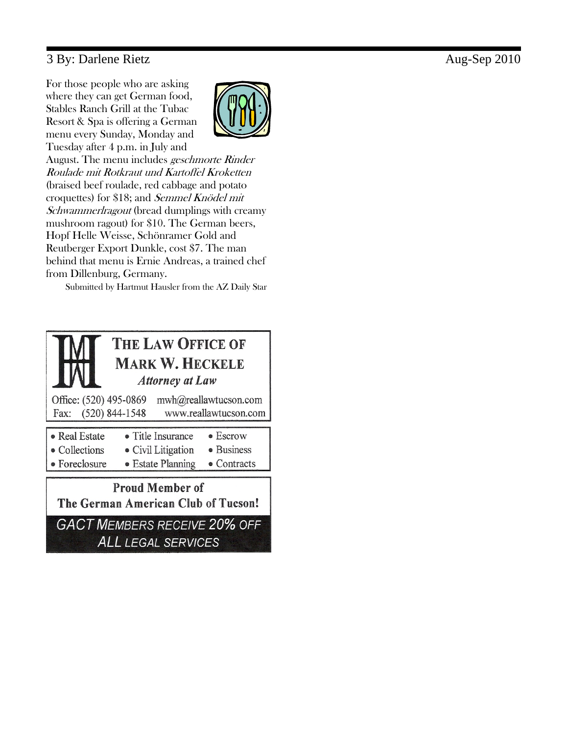For those people who are asking where they can get German food, Stables Ranch Grill at the Tubac Resort & Spa is offering a German menu every Sunday, Monday and Tuesday after 4 p.m. in July and August. The menu includes *geschmorte Rinder Roulade mit Rotkraut und Kartoffel Kroketten* (braised beef roulade, red cabbage and potato croquettes) for $18; and *Semmel Knödel mit Schwammerlragout* (bread dumplings with creamy mushroom ragout) for $10. The German beers, Hopf Helle Weisse, Schönramer Gold and Reutberger Export Dunkle, cost $7. The man behind that menu is Ernie Andreas, a trained chef from Dillenburg, Germany.

Submitted by Hartmut Hausler from the AZ Daily Star

**THE LAW OFFICE OF MARK W. HECKELE**

***Attorney at Law***

Office: (520) 495-0869 mwh@reallawtucson.com
Fax: (520) 844-1548 www.reallawtucson.com

- Real Estate
- Title Insurance
- Escrow
- Collections
- Civil Litigation
- Business
- Foreclosure
- Estate Planning
- Contracts

**Proud Member of**
**The German American Club of Tucson!**

GACT MEMBERS RECEIVE 20% OFF ALL LEGAL SERVICES